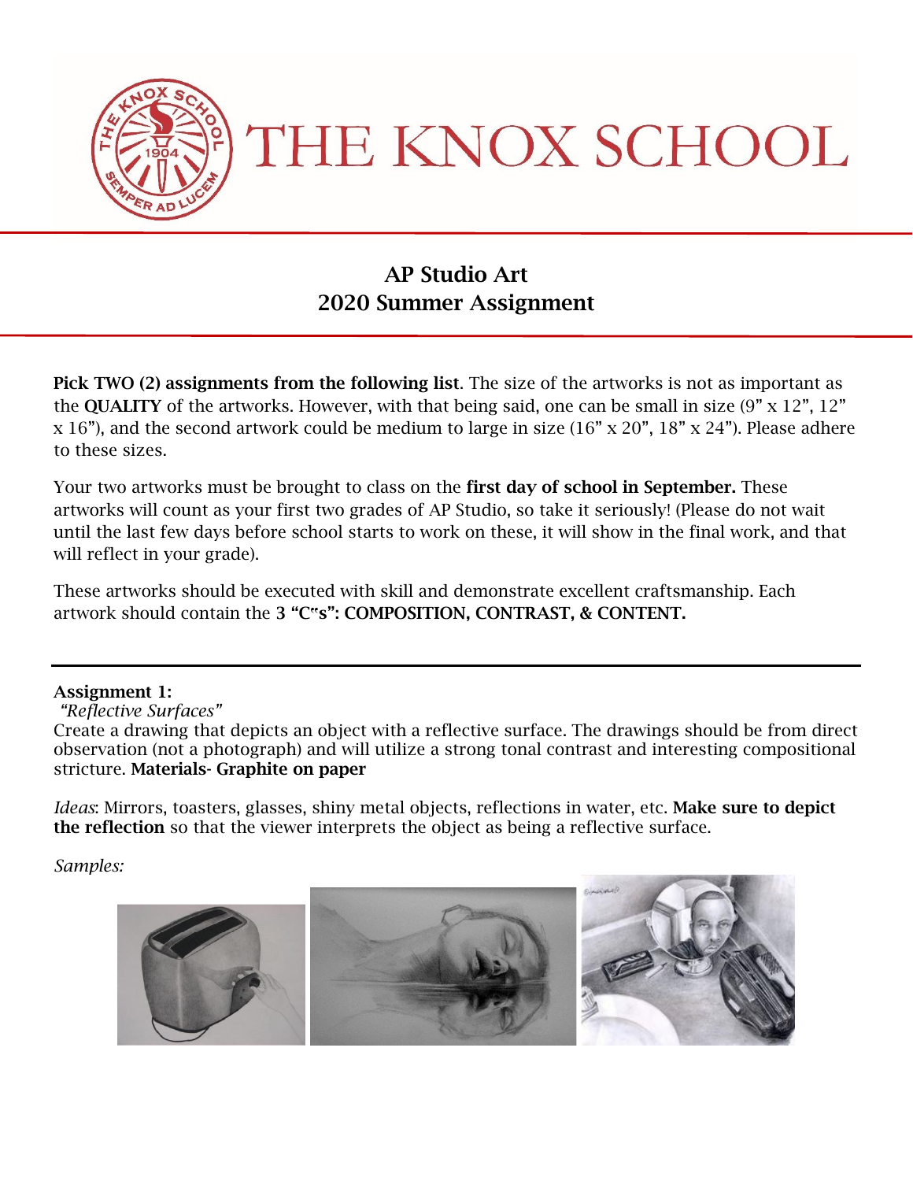# THE KNOX SCHOOL

## AP Studio Art
## 2020 Summer Assignment

**Pick TWO (2) assignments from the following list**. The size of the artworks is not as important as the **QUALITY** of the artworks. However, with that being said, one can be small in size (9" x 12", 12" x 16"), and the second artwork could be medium to large in size (16" x 20", 18" x 24"). Please adhere to these sizes.

Your two artworks must be brought to class on the **first day of school in September.** These artworks will count as your first two grades of AP Studio, so take it seriously! (Please do not wait until the last few days before school starts to work on these, it will show in the final work, and that will reflect in your grade).

These artworks should be executed with skill and demonstrate excellent craftsmanship. Each artwork should contain the **3 "C"s": COMPOSITION, CONTRAST, & CONTENT.**

---

**Assignment 1:**
*"Reflective Surfaces"*
Create a drawing that depicts an object with a reflective surface. The drawings should be from direct observation (not a photograph) and will utilize a strong tonal contrast and interesting compositional stricture. **Materials- Graphite on paper**

*Ideas*: Mirrors, toasters, glasses, shiny metal objects, reflections in water, etc. **Make sure to depict the reflection** so that the viewer interprets the object as being a reflective surface.

*Samples:*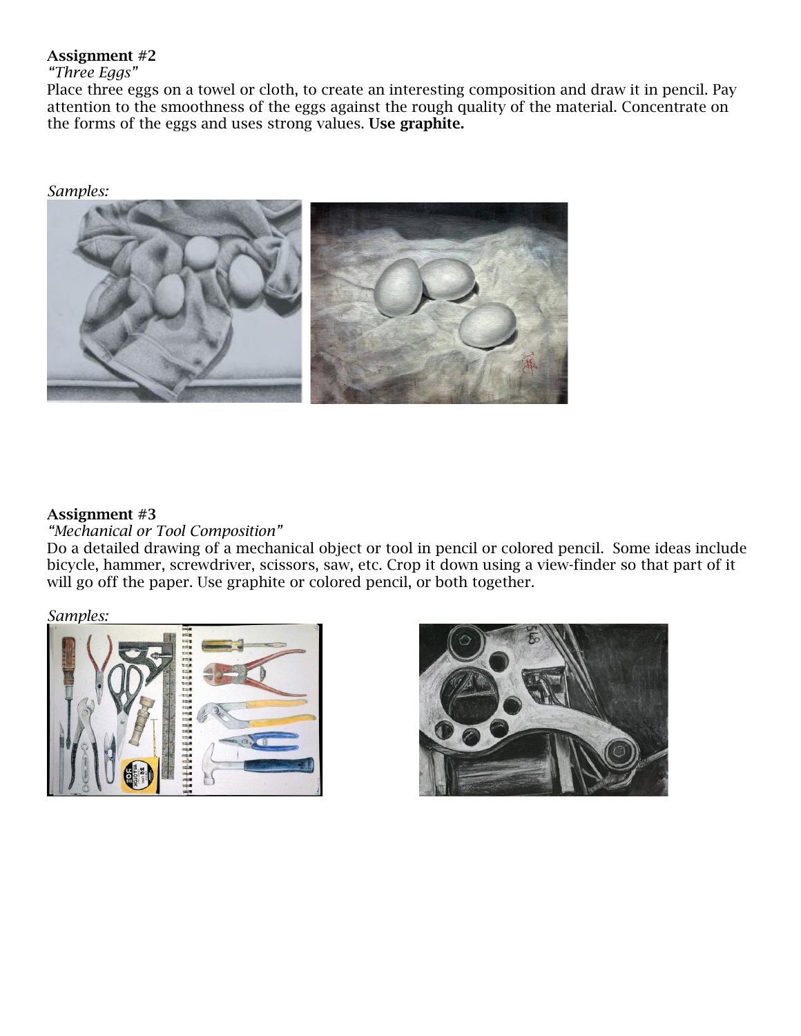**Assignment #2**
*"Three Eggs"*
Place three eggs on a towel or cloth, to create an interesting composition and draw it in pencil. Pay attention to the smoothness of the eggs against the rough quality of the material. Concentrate on the forms of the eggs and uses strong values. **Use graphite.**

*Samples:*

**Assignment #3**
*"Mechanical or Tool Composition"*
Do a detailed drawing of a mechanical object or tool in pencil or colored pencil. Some ideas include bicycle, hammer, screwdriver, scissors, saw, etc. Crop it down using a view-finder so that part of it will go off the paper. Use graphite or colored pencil, or both together.

*Samples:*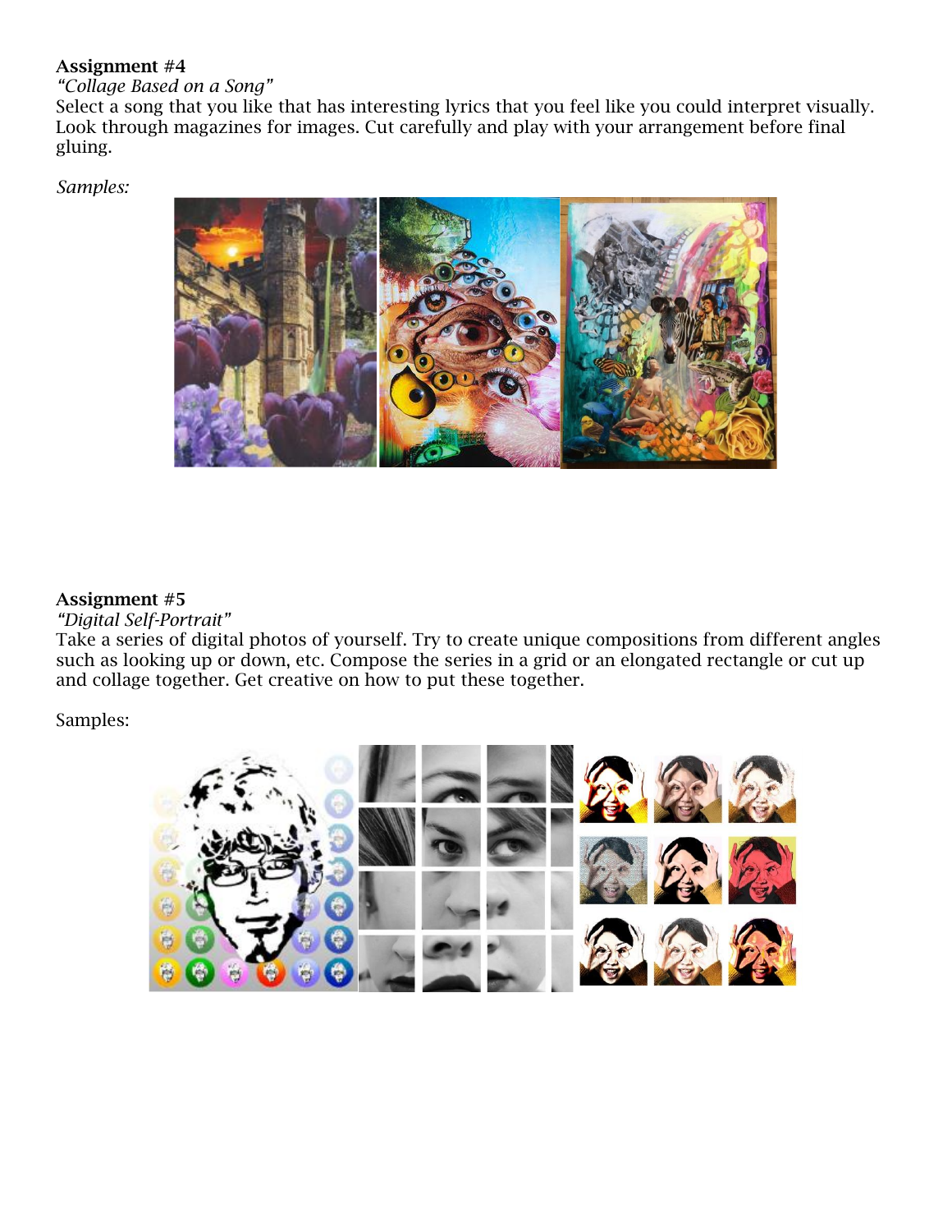**Assignment #4**

*"Collage Based on a Song"*

Select a song that you like that has interesting lyrics that you feel like you could interpret visually. Look through magazines for images. Cut carefully and play with your arrangement before final gluing.

*Samples:*

**Assignment #5**

*"Digital Self-Portrait"*

Take a series of digital photos of yourself. Try to create unique compositions from different angles such as looking up or down, etc. Compose the series in a grid or an elongated rectangle or cut up and collage together. Get creative on how to put these together.

Samples: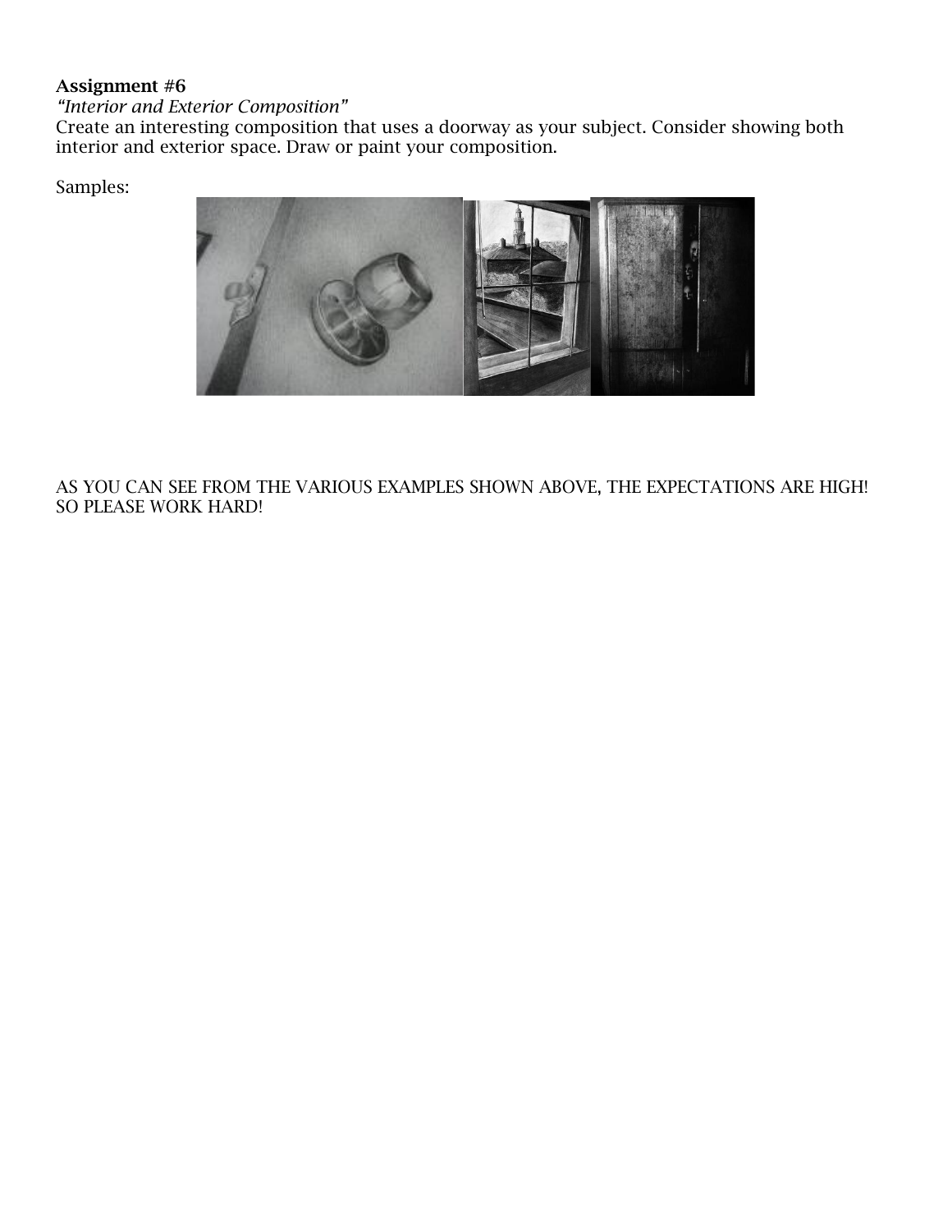**Assignment #6**

*"Interior and Exterior Composition"*

Create an interesting composition that uses a doorway as your subject. Consider showing both interior and exterior space. Draw or paint your composition.

Samples:

AS YOU CAN SEE FROM THE VARIOUS EXAMPLES SHOWN ABOVE, THE EXPECTATIONS ARE HIGH! SO PLEASE WORK HARD!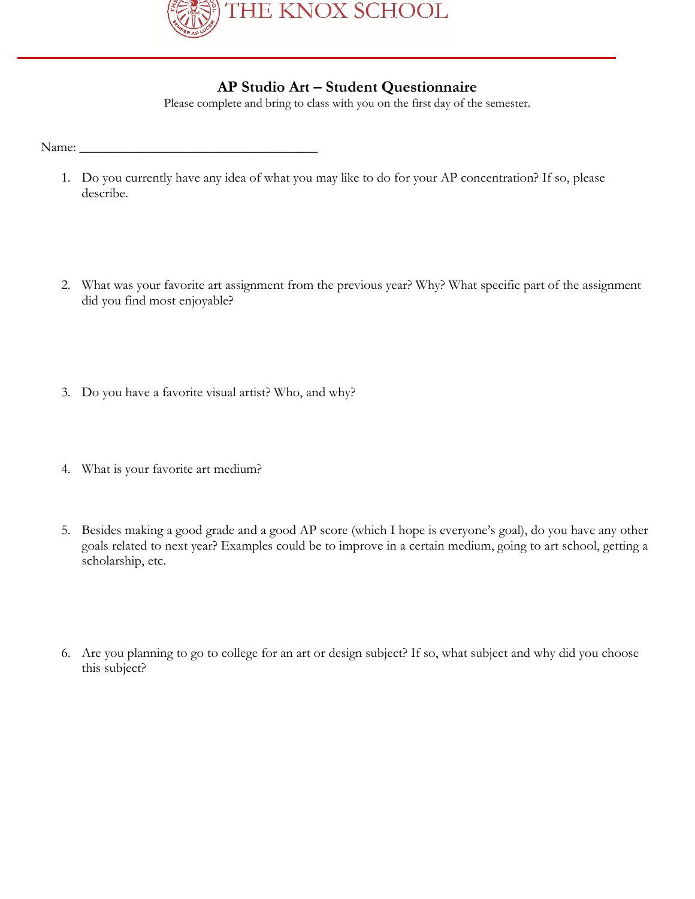THE KNOX SCHOOL

## AP Studio Art – Student Questionnaire

Please complete and bring to class with you on the first day of the semester.

Name: ___________________________________

1. Do you currently have any idea of what you may like to do for your AP concentration? If so, please describe.

2. What was your favorite art assignment from the previous year? Why? What specific part of the assignment did you find most enjoyable?

3. Do you have a favorite visual artist? Who, and why?

4. What is your favorite art medium?

5. Besides making a good grade and a good AP score (which I hope is everyone's goal), do you have any other goals related to next year? Examples could be to improve in a certain medium, going to art school, getting a scholarship, etc.

6. Are you planning to go to college for an art or design subject? If so, what subject and why did you choose this subject?